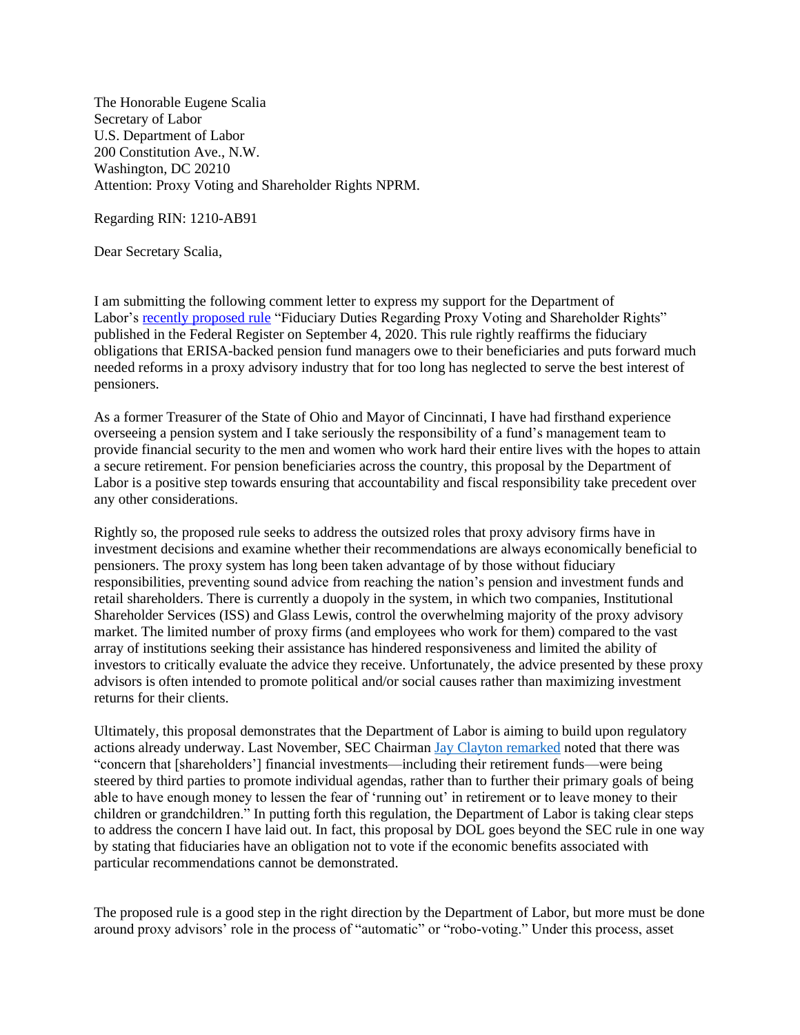The Honorable Eugene Scalia
Secretary of Labor
U.S. Department of Labor
200 Constitution Ave., N.W.
Washington, DC 20210
Attention: Proxy Voting and Shareholder Rights NPRM.

Regarding RIN: 1210-AB91

Dear Secretary Scalia,

I am submitting the following comment letter to express my support for the Department of Labor's recently proposed rule "Fiduciary Duties Regarding Proxy Voting and Shareholder Rights" published in the Federal Register on September 4, 2020. This rule rightly reaffirms the fiduciary obligations that ERISA-backed pension fund managers owe to their beneficiaries and puts forward much needed reforms in a proxy advisory industry that for too long has neglected to serve the best interest of pensioners.

As a former Treasurer of the State of Ohio and Mayor of Cincinnati, I have had firsthand experience overseeing a pension system and I take seriously the responsibility of a fund's management team to provide financial security to the men and women who work hard their entire lives with the hopes to attain a secure retirement. For pension beneficiaries across the country, this proposal by the Department of Labor is a positive step towards ensuring that accountability and fiscal responsibility take precedent over any other considerations.

Rightly so, the proposed rule seeks to address the outsized roles that proxy advisory firms have in investment decisions and examine whether their recommendations are always economically beneficial to pensioners. The proxy system has long been taken advantage of by those without fiduciary responsibilities, preventing sound advice from reaching the nation's pension and investment funds and retail shareholders. There is currently a duopoly in the system, in which two companies, Institutional Shareholder Services (ISS) and Glass Lewis, control the overwhelming majority of the proxy advisory market. The limited number of proxy firms (and employees who work for them) compared to the vast array of institutions seeking their assistance has hindered responsiveness and limited the ability of investors to critically evaluate the advice they receive. Unfortunately, the advice presented by these proxy advisors is often intended to promote political and/or social causes rather than maximizing investment returns for their clients.

Ultimately, this proposal demonstrates that the Department of Labor is aiming to build upon regulatory actions already underway. Last November, SEC Chairman Jay Clayton remarked noted that there was "concern that [shareholders'] financial investments—including their retirement funds—were being steered by third parties to promote individual agendas, rather than to further their primary goals of being able to have enough money to lessen the fear of 'running out' in retirement or to leave money to their children or grandchildren." In putting forth this regulation, the Department of Labor is taking clear steps to address the concern I have laid out. In fact, this proposal by DOL goes beyond the SEC rule in one way by stating that fiduciaries have an obligation not to vote if the economic benefits associated with particular recommendations cannot be demonstrated.

The proposed rule is a good step in the right direction by the Department of Labor, but more must be done around proxy advisors' role in the process of "automatic" or "robo-voting." Under this process, asset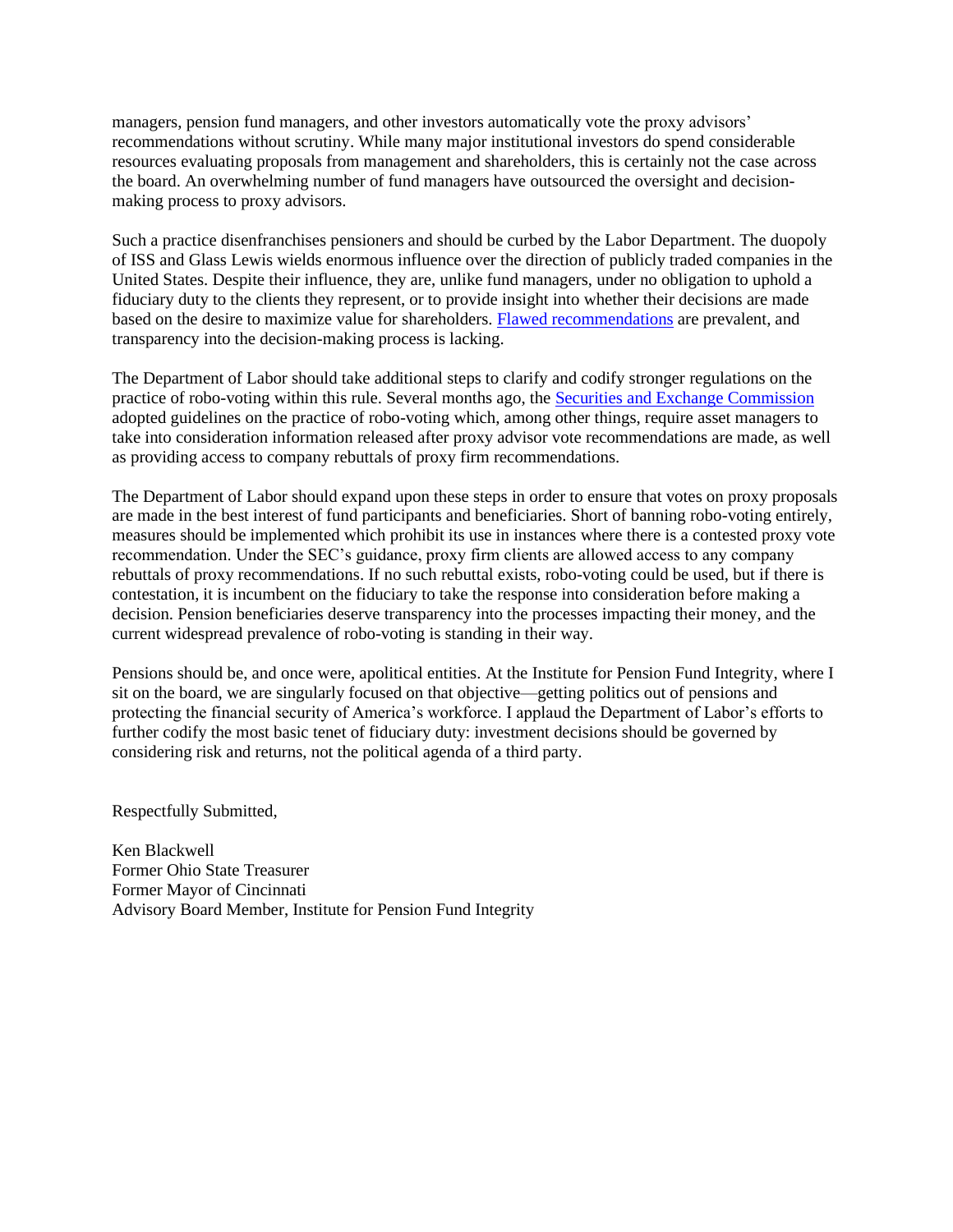managers, pension fund managers, and other investors automatically vote the proxy advisors' recommendations without scrutiny. While many major institutional investors do spend considerable resources evaluating proposals from management and shareholders, this is certainly not the case across the board. An overwhelming number of fund managers have outsourced the oversight and decision-making process to proxy advisors.

Such a practice disenfranchises pensioners and should be curbed by the Labor Department. The duopoly of ISS and Glass Lewis wields enormous influence over the direction of publicly traded companies in the United States. Despite their influence, they are, unlike fund managers, under no obligation to uphold a fiduciary duty to the clients they represent, or to provide insight into whether their decisions are made based on the desire to maximize value for shareholders. Flawed recommendations are prevalent, and transparency into the decision-making process is lacking.

The Department of Labor should take additional steps to clarify and codify stronger regulations on the practice of robo-voting within this rule. Several months ago, the Securities and Exchange Commission adopted guidelines on the practice of robo-voting which, among other things, require asset managers to take into consideration information released after proxy advisor vote recommendations are made, as well as providing access to company rebuttals of proxy firm recommendations.

The Department of Labor should expand upon these steps in order to ensure that votes on proxy proposals are made in the best interest of fund participants and beneficiaries. Short of banning robo-voting entirely, measures should be implemented which prohibit its use in instances where there is a contested proxy vote recommendation. Under the SEC's guidance, proxy firm clients are allowed access to any company rebuttals of proxy recommendations. If no such rebuttal exists, robo-voting could be used, but if there is contestation, it is incumbent on the fiduciary to take the response into consideration before making a decision. Pension beneficiaries deserve transparency into the processes impacting their money, and the current widespread prevalence of robo-voting is standing in their way.

Pensions should be, and once were, apolitical entities. At the Institute for Pension Fund Integrity, where I sit on the board, we are singularly focused on that objective—getting politics out of pensions and protecting the financial security of America's workforce. I applaud the Department of Labor's efforts to further codify the most basic tenet of fiduciary duty: investment decisions should be governed by considering risk and returns, not the political agenda of a third party.

Respectfully Submitted,

Ken Blackwell
Former Ohio State Treasurer
Former Mayor of Cincinnati
Advisory Board Member, Institute for Pension Fund Integrity